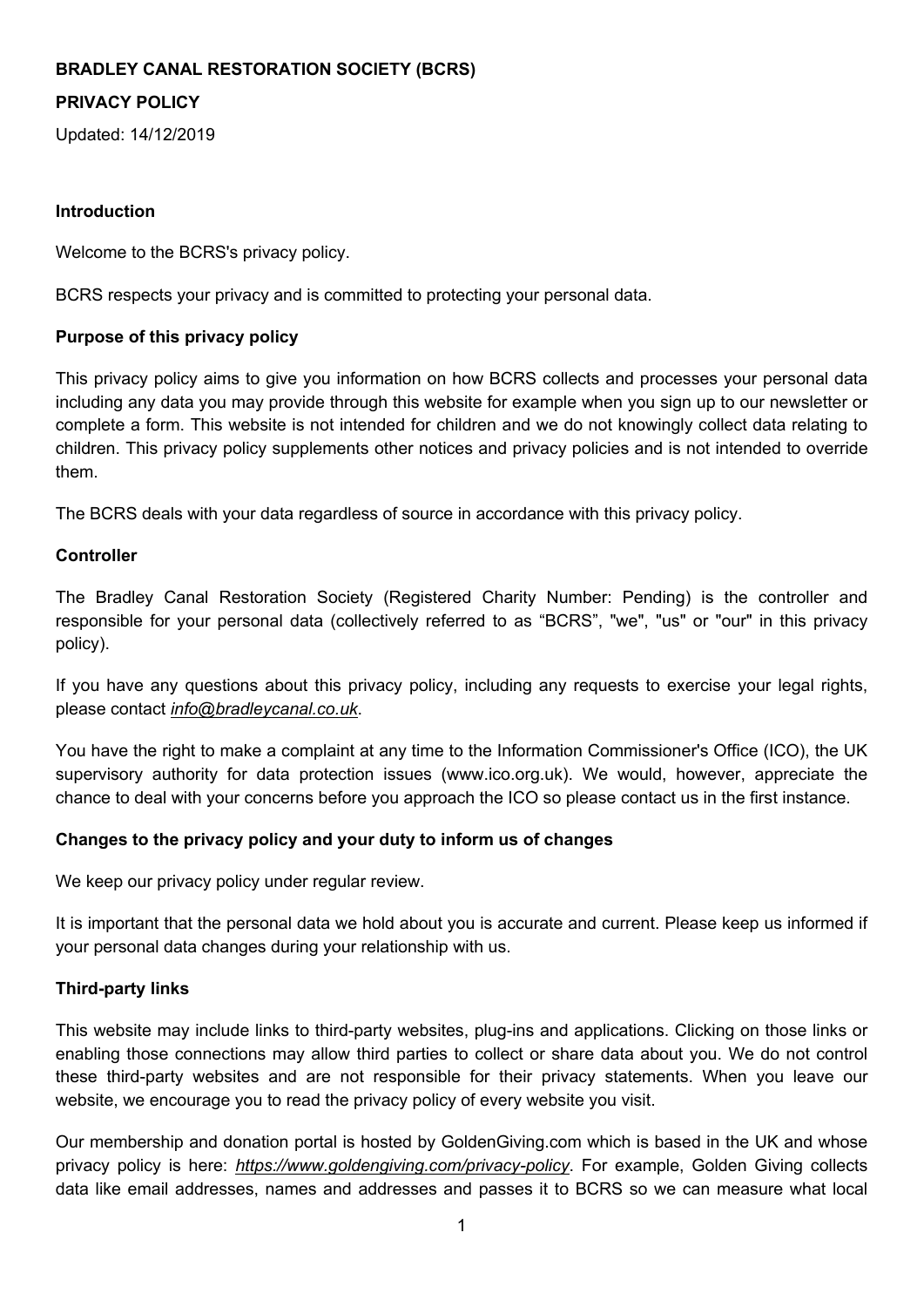**BRADLEY CANAL RESTORATION SOCIETY (BCRS)**

**PRIVACY POLICY**

Updated: 14/12/2019

### Introduction

Welcome to the BCRS's privacy policy.

BCRS respects your privacy and is committed to protecting your personal data.

### Purpose of this privacy policy

This privacy policy aims to give you information on how BCRS collects and processes your personal data including any data you may provide through this website for example when you sign up to our newsletter or complete a form. This website is not intended for children and we do not knowingly collect data relating to children. This privacy policy supplements other notices and privacy policies and is not intended to override them.

The BCRS deals with your data regardless of source in accordance with this privacy policy.

### Controller

The Bradley Canal Restoration Society (Registered Charity Number: Pending) is the controller and responsible for your personal data (collectively referred to as "BCRS", "we", "us" or "our" in this privacy policy).

If you have any questions about this privacy policy, including any requests to exercise your legal rights, please contact *info@bradleycanal.co.uk*.

You have the right to make a complaint at any time to the Information Commissioner's Office (ICO), the UK supervisory authority for data protection issues (www.ico.org.uk). We would, however, appreciate the chance to deal with your concerns before you approach the ICO so please contact us in the first instance.

### Changes to the privacy policy and your duty to inform us of changes

We keep our privacy policy under regular review.

It is important that the personal data we hold about you is accurate and current. Please keep us informed if your personal data changes during your relationship with us.

### Third-party links

This website may include links to third-party websites, plug-ins and applications. Clicking on those links or enabling those connections may allow third parties to collect or share data about you. We do not control these third-party websites and are not responsible for their privacy statements. When you leave our website, we encourage you to read the privacy policy of every website you visit.

Our membership and donation portal is hosted by GoldenGiving.com which is based in the UK and whose privacy policy is here: *https://www.goldengiving.com/privacy-policy*. For example, Golden Giving collects data like email addresses, names and addresses and passes it to BCRS so we can measure what local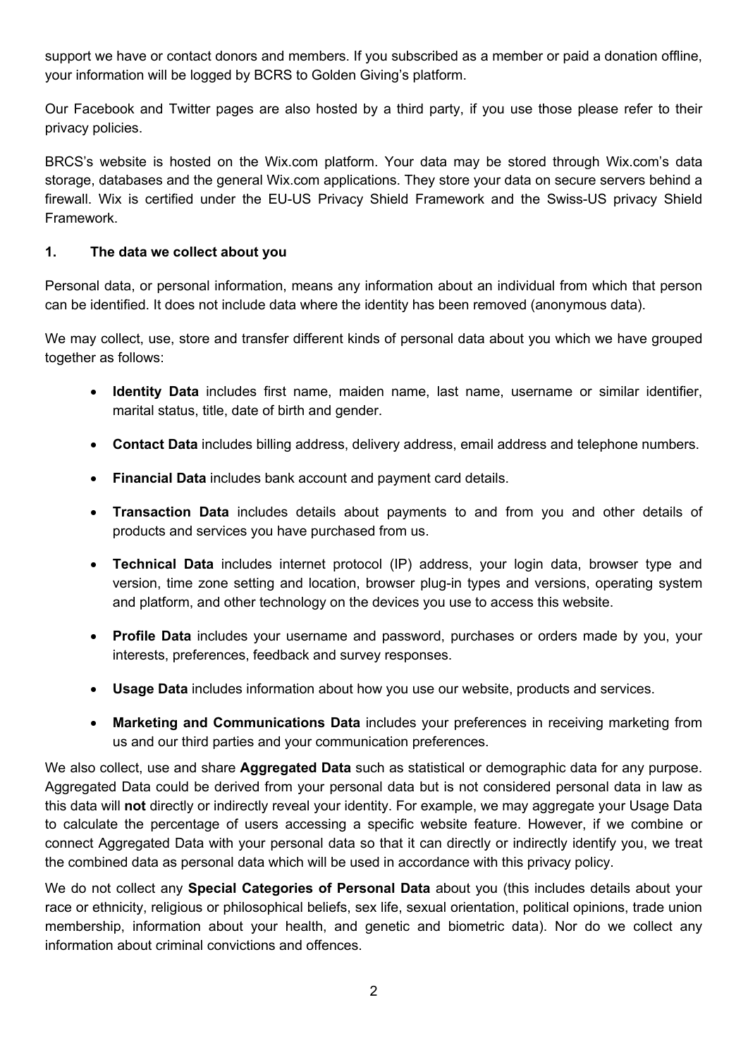support we have or contact donors and members. If you subscribed as a member or paid a donation offline, your information will be logged by BCRS to Golden Giving's platform.

Our Facebook and Twitter pages are also hosted by a third party, if you use those please refer to their privacy policies.

BRCS's website is hosted on the Wix.com platform. Your data may be stored through Wix.com's data storage, databases and the general Wix.com applications. They store your data on secure servers behind a firewall. Wix is certified under the EU-US Privacy Shield Framework and the Swiss-US privacy Shield Framework.

## 1. The data we collect about you

Personal data, or personal information, means any information about an individual from which that person can be identified. It does not include data where the identity has been removed (anonymous data).

We may collect, use, store and transfer different kinds of personal data about you which we have grouped together as follows:

- **Identity Data** includes first name, maiden name, last name, username or similar identifier, marital status, title, date of birth and gender.
- **Contact Data** includes billing address, delivery address, email address and telephone numbers.
- **Financial Data** includes bank account and payment card details.
- **Transaction Data** includes details about payments to and from you and other details of products and services you have purchased from us.
- **Technical Data** includes internet protocol (IP) address, your login data, browser type and version, time zone setting and location, browser plug-in types and versions, operating system and platform, and other technology on the devices you use to access this website.
- **Profile Data** includes your username and password, purchases or orders made by you, your interests, preferences, feedback and survey responses.
- **Usage Data** includes information about how you use our website, products and services.
- **Marketing and Communications Data** includes your preferences in receiving marketing from us and our third parties and your communication preferences.

We also collect, use and share **Aggregated Data** such as statistical or demographic data for any purpose. Aggregated Data could be derived from your personal data but is not considered personal data in law as this data will **not** directly or indirectly reveal your identity. For example, we may aggregate your Usage Data to calculate the percentage of users accessing a specific website feature. However, if we combine or connect Aggregated Data with your personal data so that it can directly or indirectly identify you, we treat the combined data as personal data which will be used in accordance with this privacy policy.

We do not collect any **Special Categories of Personal Data** about you (this includes details about your race or ethnicity, religious or philosophical beliefs, sex life, sexual orientation, political opinions, trade union membership, information about your health, and genetic and biometric data). Nor do we collect any information about criminal convictions and offences.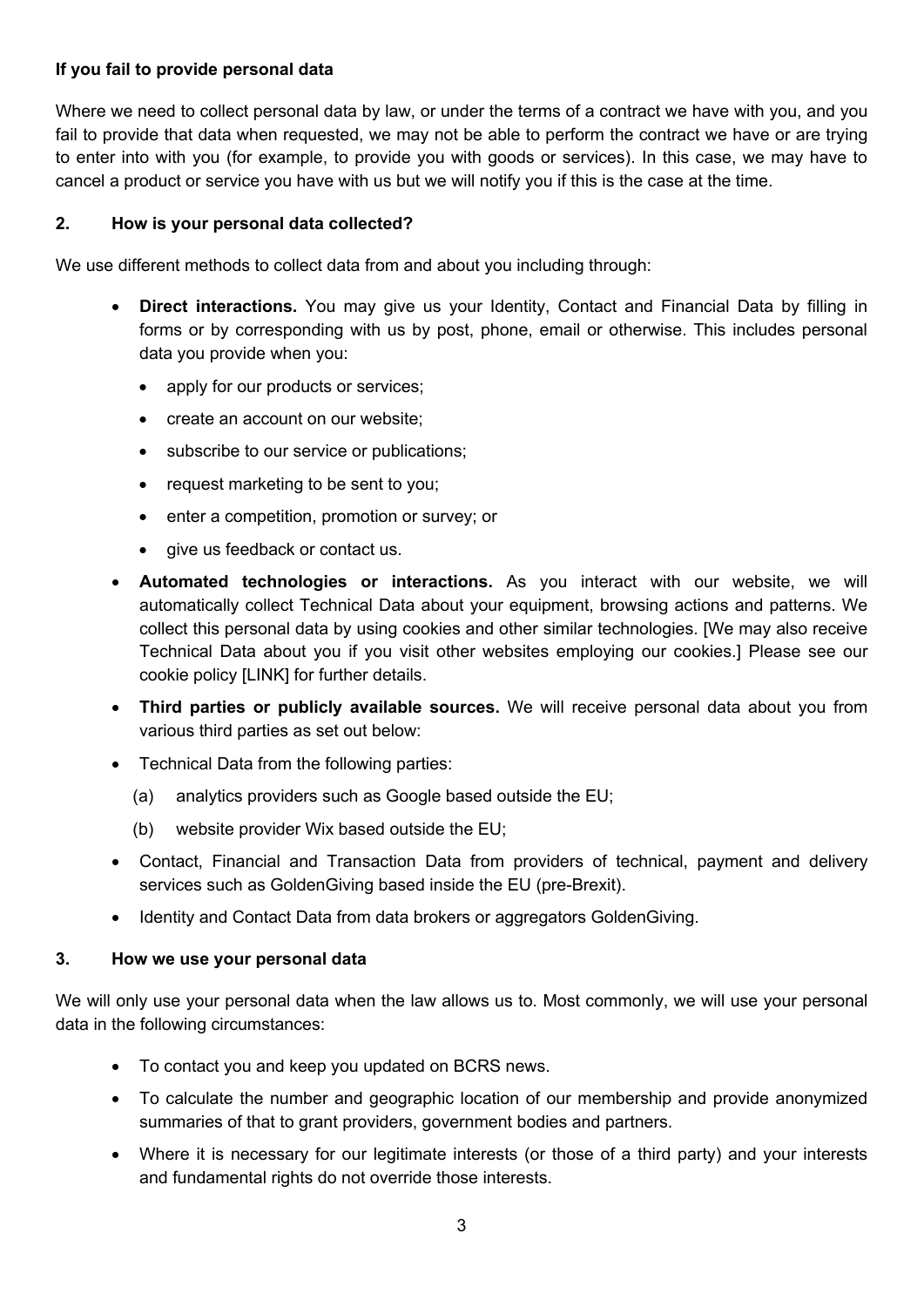**If you fail to provide personal data**

Where we need to collect personal data by law, or under the terms of a contract we have with you, and you fail to provide that data when requested, we may not be able to perform the contract we have or are trying to enter into with you (for example, to provide you with goods or services). In this case, we may have to cancel a product or service you have with us but we will notify you if this is the case at the time.

## 2. How is your personal data collected?

We use different methods to collect data from and about you including through:

- **Direct interactions.** You may give us your Identity, Contact and Financial Data by filling in forms or by corresponding with us by post, phone, email or otherwise. This includes personal data you provide when you:
  - apply for our products or services;
  - create an account on our website;
  - subscribe to our service or publications;
  - request marketing to be sent to you;
  - enter a competition, promotion or survey; or
  - give us feedback or contact us.
- **Automated technologies or interactions.** As you interact with our website, we will automatically collect Technical Data about your equipment, browsing actions and patterns. We collect this personal data by using cookies and other similar technologies. [We may also receive Technical Data about you if you visit other websites employing our cookies.] Please see our cookie policy [LINK] for further details.
- **Third parties or publicly available sources.** We will receive personal data about you from various third parties as set out below:
- Technical Data from the following parties:
  - (a) analytics providers such as Google based outside the EU;
  - (b) website provider Wix based outside the EU;
- Contact, Financial and Transaction Data from providers of technical, payment and delivery services such as GoldenGiving based inside the EU (pre-Brexit).
- Identity and Contact Data from data brokers or aggregators GoldenGiving.

## 3. How we use your personal data

We will only use your personal data when the law allows us to. Most commonly, we will use your personal data in the following circumstances:

- To contact you and keep you updated on BCRS news.
- To calculate the number and geographic location of our membership and provide anonymized summaries of that to grant providers, government bodies and partners.
- Where it is necessary for our legitimate interests (or those of a third party) and your interests and fundamental rights do not override those interests.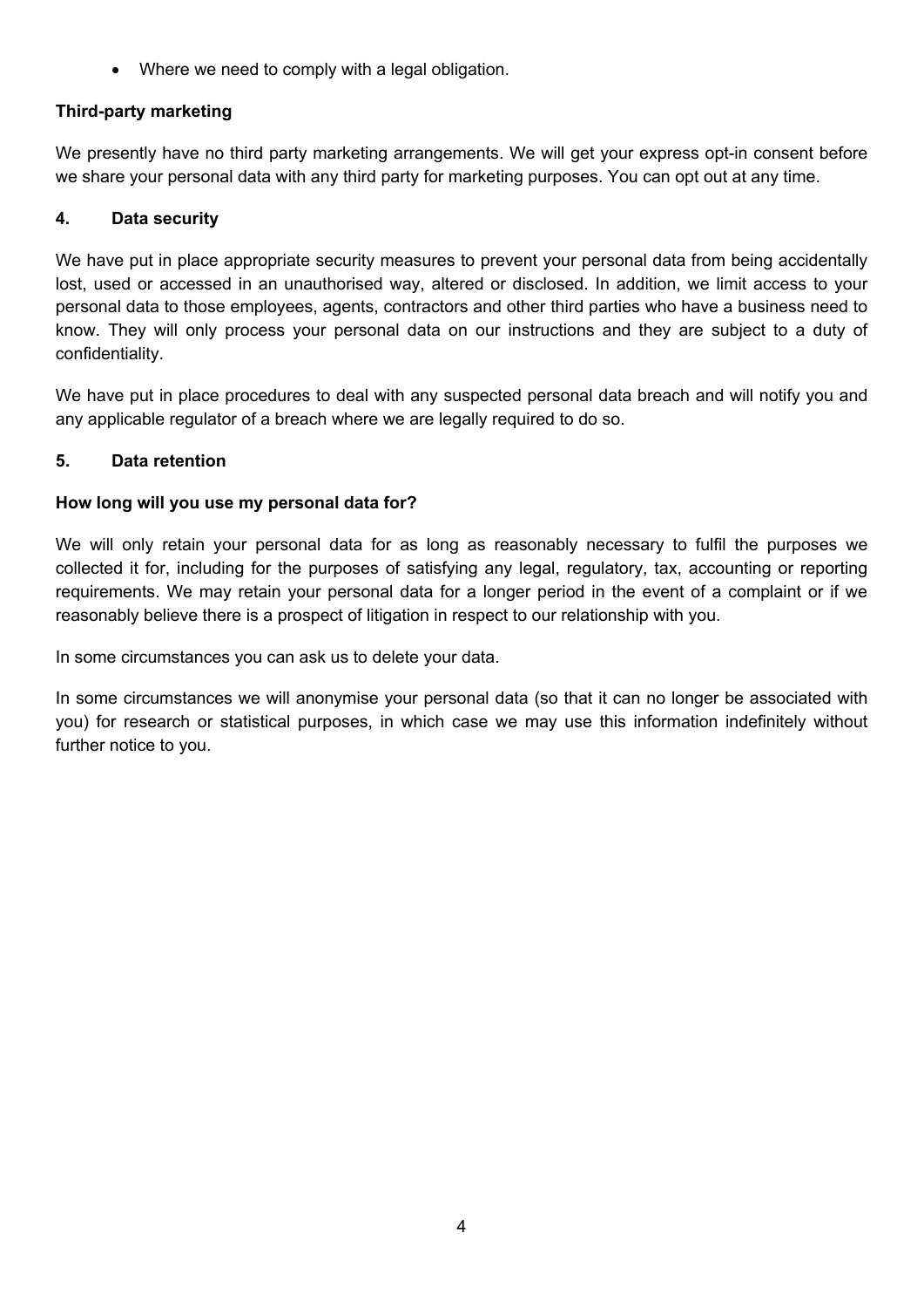- Where we need to comply with a legal obligation.

**Third-party marketing**

We presently have no third party marketing arrangements. We will get your express opt-in consent before we share your personal data with any third party for marketing purposes. You can opt out at any time.

## 4. Data security

We have put in place appropriate security measures to prevent your personal data from being accidentally lost, used or accessed in an unauthorised way, altered or disclosed. In addition, we limit access to your personal data to those employees, agents, contractors and other third parties who have a business need to know. They will only process your personal data on our instructions and they are subject to a duty of confidentiality.

We have put in place procedures to deal with any suspected personal data breach and will notify you and any applicable regulator of a breach where we are legally required to do so.

## 5. Data retention

**How long will you use my personal data for?**

We will only retain your personal data for as long as reasonably necessary to fulfil the purposes we collected it for, including for the purposes of satisfying any legal, regulatory, tax, accounting or reporting requirements. We may retain your personal data for a longer period in the event of a complaint or if we reasonably believe there is a prospect of litigation in respect to our relationship with you.

In some circumstances you can ask us to delete your data.

In some circumstances we will anonymise your personal data (so that it can no longer be associated with you) for research or statistical purposes, in which case we may use this information indefinitely without further notice to you.